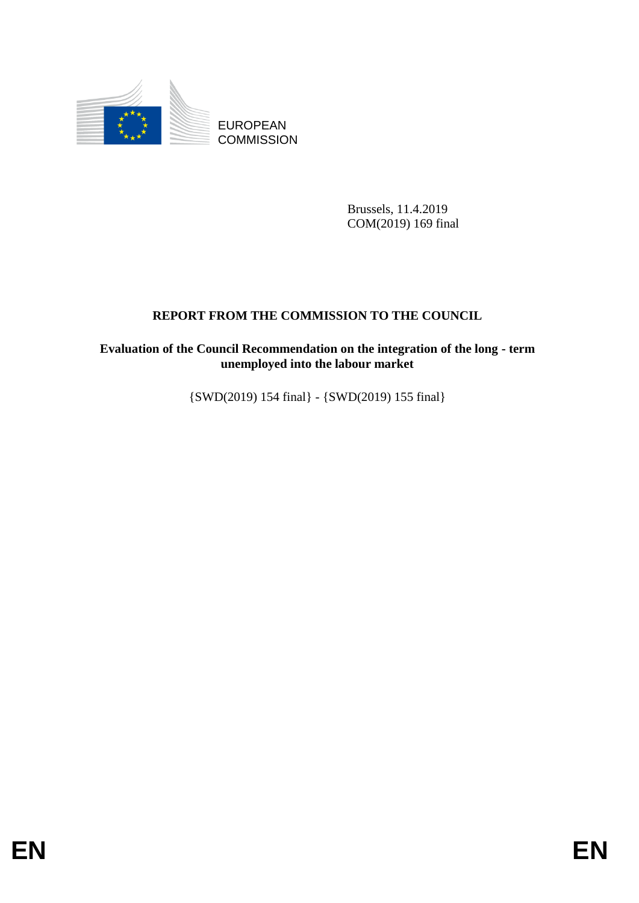EUROPEAN COMMISSION

Brussels, 11.4.2019
COM(2019) 169 final

# REPORT FROM THE COMMISSION TO THE COUNCIL

## Evaluation of the Council Recommendation on the integration of the long - term unemployed into the labour market

{SWD(2019) 154 final} - {SWD(2019) 155 final}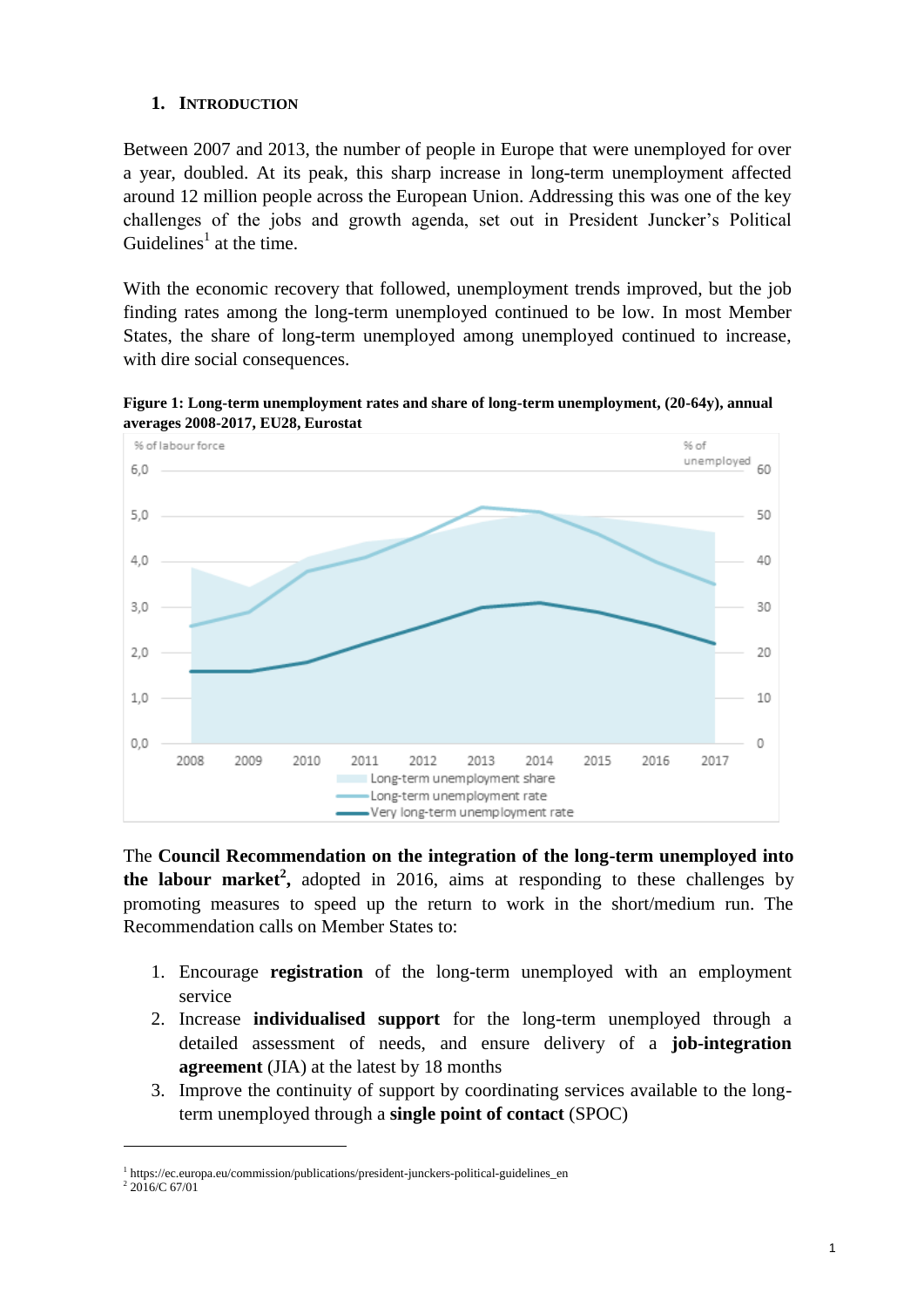## 1. Introduction

Between 2007 and 2013, the number of people in Europe that were unemployed for over a year, doubled. At its peak, this sharp increase in long-term unemployment affected around 12 million people across the European Union. Addressing this was one of the key challenges of the jobs and growth agenda, set out in President Juncker's Political Guidelines[1] at the time.

With the economic recovery that followed, unemployment trends improved, but the job finding rates among the long-term unemployed continued to be low. In most Member States, the share of long-term unemployed among unemployed continued to increase, with dire social consequences.

**Figure 1: Long-term unemployment rates and share of long-term unemployment, (20-64y), annual averages 2008-2017, EU28, Eurostat**

The **Council Recommendation on the integration of the long-term unemployed into the labour market[2],** adopted in 2016, aims at responding to these challenges by promoting measures to speed up the return to work in the short/medium run. The Recommendation calls on Member States to:

1. Encourage **registration** of the long-term unemployed with an employment service
2. Increase **individualised support** for the long-term unemployed through a detailed assessment of needs, and ensure delivery of a **job-integration agreement** (JIA) at the latest by 18 months
3. Improve the continuity of support by coordinating services available to the long-term unemployed through a **single point of contact** (SPOC)

[1] https://ec.europa.eu/commission/publications/president-junckers-political-guidelines_en

[2] 2016/C 67/01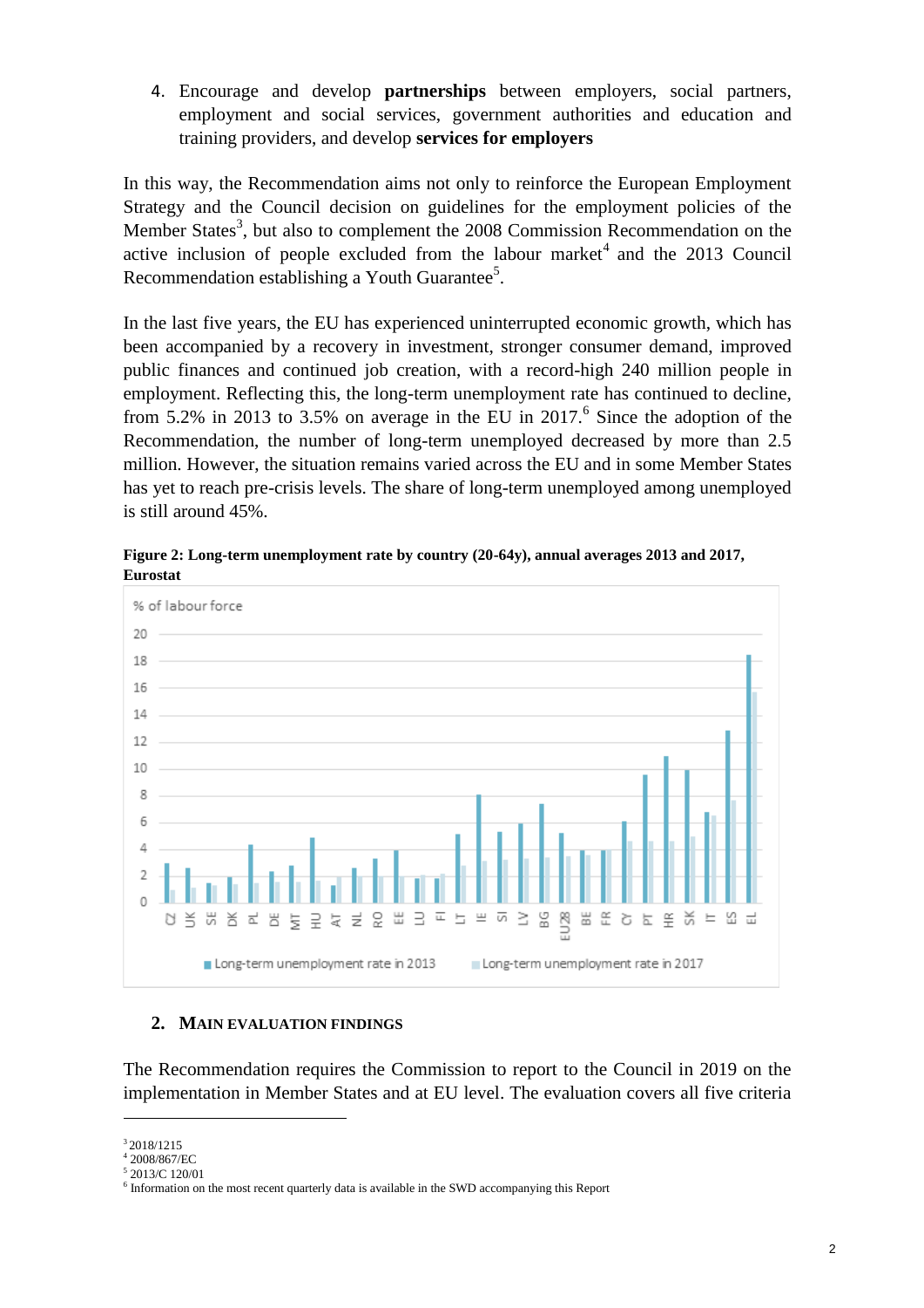4. Encourage and develop **partnerships** between employers, social partners, employment and social services, government authorities and education and training providers, and develop **services for employers**

In this way, the Recommendation aims not only to reinforce the European Employment Strategy and the Council decision on guidelines for the employment policies of the Member States[3], but also to complement the 2008 Commission Recommendation on the active inclusion of people excluded from the labour market[4] and the 2013 Council Recommendation establishing a Youth Guarantee[5].

In the last five years, the EU has experienced uninterrupted economic growth, which has been accompanied by a recovery in investment, stronger consumer demand, improved public finances and continued job creation, with a record-high 240 million people in employment. Reflecting this, the long-term unemployment rate has continued to decline, from 5.2% in 2013 to 3.5% on average in the EU in 2017.[6] Since the adoption of the Recommendation, the number of long-term unemployed decreased by more than 2.5 million. However, the situation remains varied across the EU and in some Member States has yet to reach pre-crisis levels. The share of long-term unemployed among unemployed is still around 45%.

**Figure 2: Long-term unemployment rate by country (20-64y), annual averages 2013 and 2017, Eurostat**

## 2. MAIN EVALUATION FINDINGS

The Recommendation requires the Commission to report to the Council in 2019 on the implementation in Member States and at EU level. The evaluation covers all five criteria

---

[3] 2018/1215

[4] 2008/867/EC

[5] 2013/C 120/01

[6] Information on the most recent quarterly data is available in the SWD accompanying this Report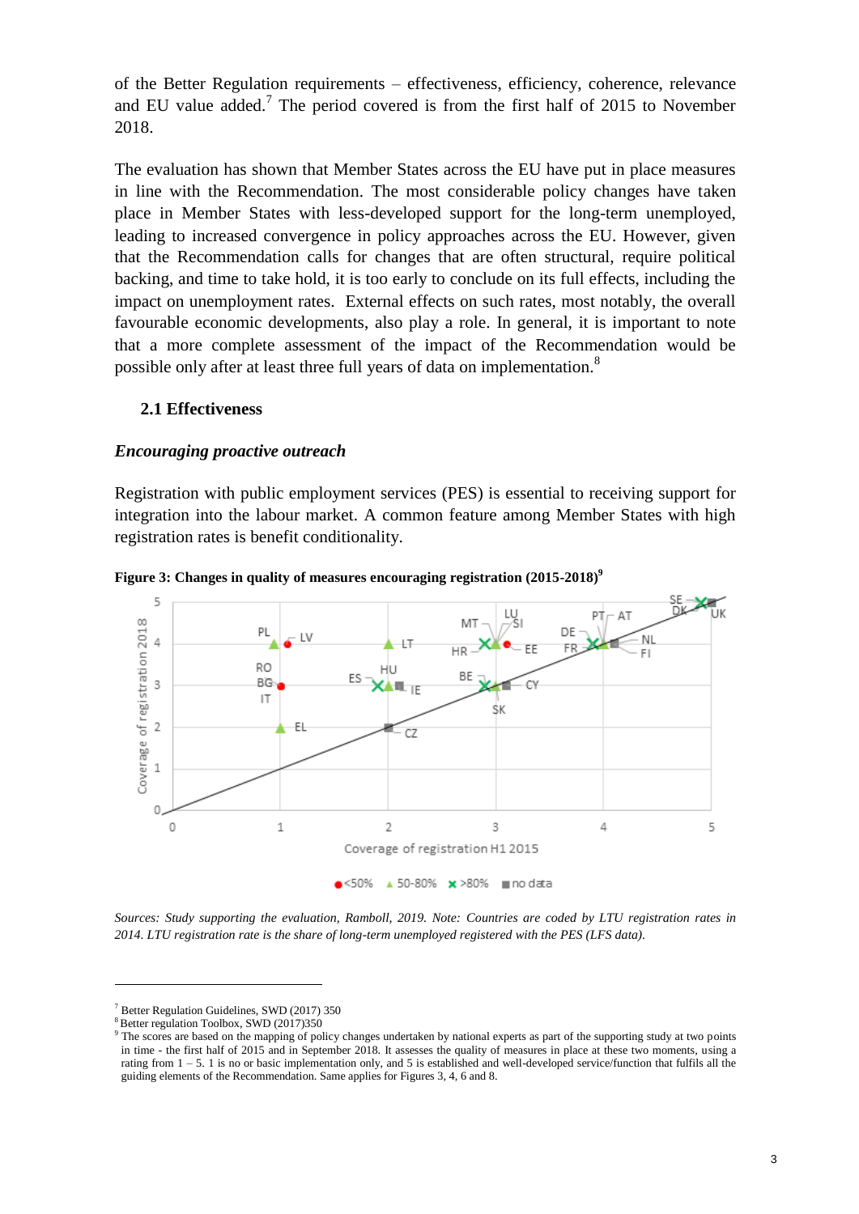of the Better Regulation requirements – effectiveness, efficiency, coherence, relevance and EU value added.[7] The period covered is from the first half of 2015 to November 2018.

The evaluation has shown that Member States across the EU have put in place measures in line with the Recommendation. The most considerable policy changes have taken place in Member States with less-developed support for the long-term unemployed, leading to increased convergence in policy approaches across the EU. However, given that the Recommendation calls for changes that are often structural, require political backing, and time to take hold, it is too early to conclude on its full effects, including the impact on unemployment rates. External effects on such rates, most notably, the overall favourable economic developments, also play a role. In general, it is important to note that a more complete assessment of the impact of the Recommendation would be possible only after at least three full years of data on implementation.[8]

### 2.1 Effectiveness

***Encouraging proactive outreach***

Registration with public employment services (PES) is essential to receiving support for integration into the labour market. A common feature among Member States with high registration rates is benefit conditionality.

**Figure 3: Changes in quality of measures encouraging registration (2015-2018)[9]**

*Sources: Study supporting the evaluation, Ramboll, 2019. Note: Countries are coded by LTU registration rates in 2014. LTU registration rate is the share of long-term unemployed registered with the PES (LFS data).*

---

[7] Better Regulation Guidelines, SWD (2017) 350

[8] Better regulation Toolbox, SWD (2017)350

[9] The scores are based on the mapping of policy changes undertaken by national experts as part of the supporting study at two points in time - the first half of 2015 and in September 2018. It assesses the quality of measures in place at these two moments, using a rating from 1 – 5. 1 is no or basic implementation only, and 5 is established and well-developed service/function that fulfils all the guiding elements of the Recommendation. Same applies for Figures 3, 4, 6 and 8.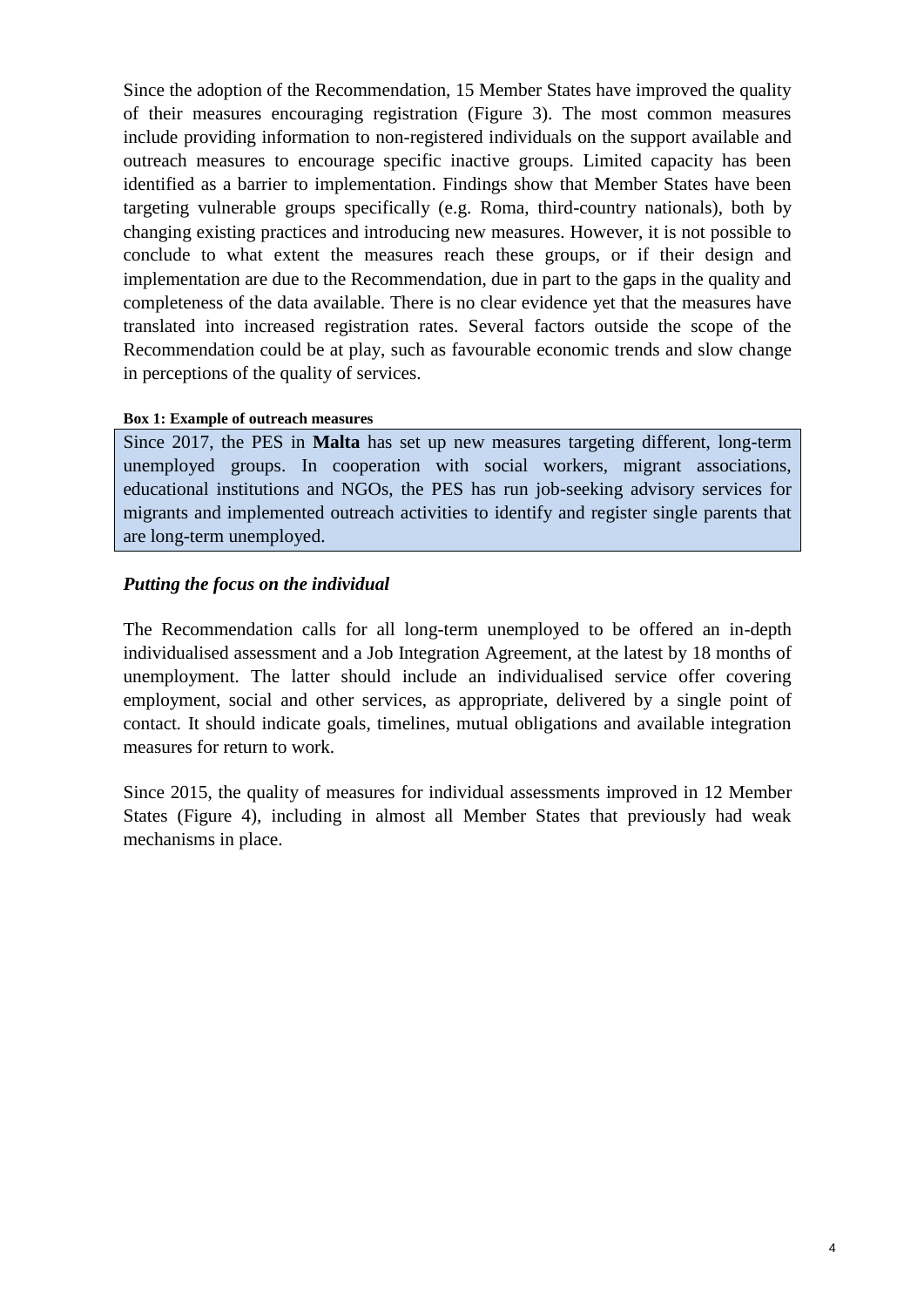Since the adoption of the Recommendation, 15 Member States have improved the quality of their measures encouraging registration (Figure 3). The most common measures include providing information to non-registered individuals on the support available and outreach measures to encourage specific inactive groups. Limited capacity has been identified as a barrier to implementation. Findings show that Member States have been targeting vulnerable groups specifically (e.g. Roma, third-country nationals), both by changing existing practices and introducing new measures. However, it is not possible to conclude to what extent the measures reach these groups, or if their design and implementation are due to the Recommendation, due in part to the gaps in the quality and completeness of the data available. There is no clear evidence yet that the measures have translated into increased registration rates. Several factors outside the scope of the Recommendation could be at play, such as favourable economic trends and slow change in perceptions of the quality of services.

**Box 1: Example of outreach measures**

Since 2017, the PES in **Malta** has set up new measures targeting different, long-term unemployed groups. In cooperation with social workers, migrant associations, educational institutions and NGOs, the PES has run job-seeking advisory services for migrants and implemented outreach activities to identify and register single parents that are long-term unemployed.

### *Putting the focus on the individual*

The Recommendation calls for all long-term unemployed to be offered an in-depth individualised assessment and a Job Integration Agreement, at the latest by 18 months of unemployment. The latter should include an individualised service offer covering employment, social and other services, as appropriate, delivered by a single point of contact. It should indicate goals, timelines, mutual obligations and available integration measures for return to work.

Since 2015, the quality of measures for individual assessments improved in 12 Member States (Figure 4), including in almost all Member States that previously had weak mechanisms in place.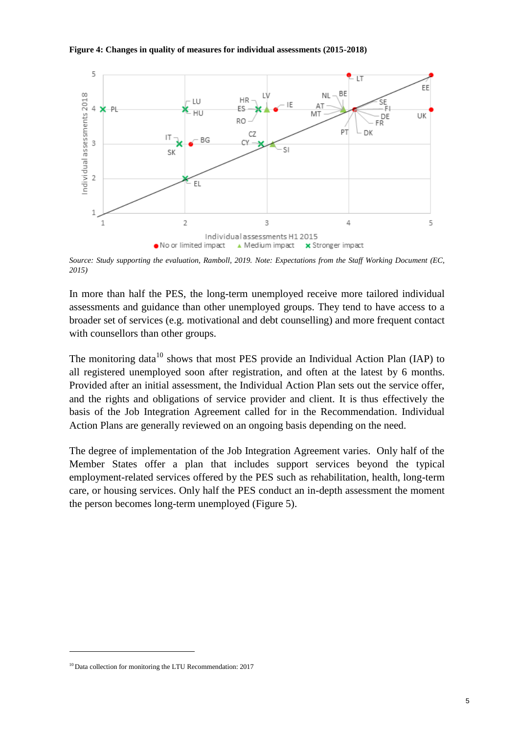**Figure 4: Changes in quality of measures for individual assessments (2015-2018)**

*Source: Study supporting the evaluation, Ramboll, 2019. Note: Expectations from the Staff Working Document (EC, 2015)*

In more than half the PES, the long-term unemployed receive more tailored individual assessments and guidance than other unemployed groups. They tend to have access to a broader set of services (e.g. motivational and debt counselling) and more frequent contact with counsellors than other groups.

The monitoring data[10] shows that most PES provide an Individual Action Plan (IAP) to all registered unemployed soon after registration, and often at the latest by 6 months. Provided after an initial assessment, the Individual Action Plan sets out the service offer, and the rights and obligations of service provider and client. It is thus effectively the basis of the Job Integration Agreement called for in the Recommendation. Individual Action Plans are generally reviewed on an ongoing basis depending on the need.

The degree of implementation of the Job Integration Agreement varies. Only half of the Member States offer a plan that includes support services beyond the typical employment-related services offered by the PES such as rehabilitation, health, long-term care, or housing services. Only half the PES conduct an in-depth assessment the moment the person becomes long-term unemployed (Figure 5).

[10] Data collection for monitoring the LTU Recommendation: 2017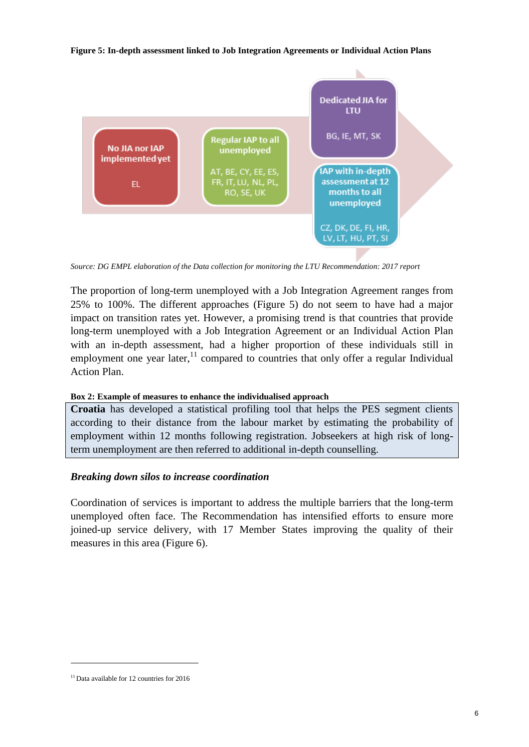**Figure 5: In-depth assessment linked to Job Integration Agreements or Individual Action Plans**

No JIA nor IAP implemented yet

EL

Regular IAP to all unemployed

AT, BE, CY, EE, ES, FR, IT, LU, NL, PL, RO, SE, UK

Dedicated JIA for LTU

BG, IE, MT, SK

IAP with in-depth assessment at 12 months to all unemployed

CZ, DK, DE, FI, HR, LV, LT, HU, PT, SI

*Source: DG EMPL elaboration of the Data collection for monitoring the LTU Recommendation: 2017 report*

The proportion of long-term unemployed with a Job Integration Agreement ranges from 25% to 100%. The different approaches (Figure 5) do not seem to have had a major impact on transition rates yet. However, a promising trend is that countries that provide long-term unemployed with a Job Integration Agreement or an Individual Action Plan with an in-depth assessment, had a higher proportion of these individuals still in employment one year later,[11] compared to countries that only offer a regular Individual Action Plan.

**Box 2: Example of measures to enhance the individualised approach**

**Croatia** has developed a statistical profiling tool that helps the PES segment clients according to their distance from the labour market by estimating the probability of employment within 12 months following registration. Jobseekers at high risk of long-term unemployment are then referred to additional in-depth counselling.

### *Breaking down silos to increase coordination*

Coordination of services is important to address the multiple barriers that the long-term unemployed often face. The Recommendation has intensified efforts to ensure more joined-up service delivery, with 17 Member States improving the quality of their measures in this area (Figure 6).

[11] Data available for 12 countries for 2016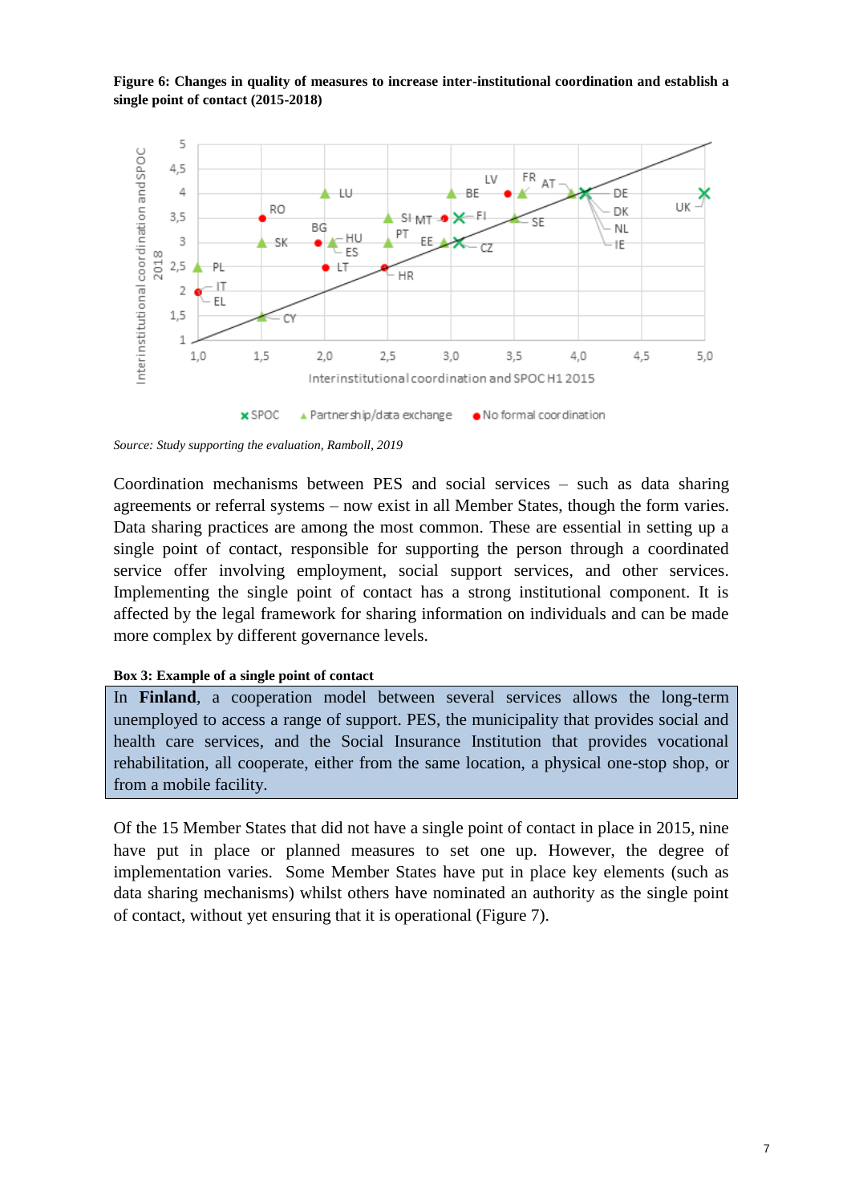**Figure 6: Changes in quality of measures to increase inter-institutional coordination and establish a single point of contact (2015-2018)**

*Source: Study supporting the evaluation, Ramboll, 2019*

Coordination mechanisms between PES and social services – such as data sharing agreements or referral systems – now exist in all Member States, though the form varies. Data sharing practices are among the most common. These are essential in setting up a single point of contact, responsible for supporting the person through a coordinated service offer involving employment, social support services, and other services. Implementing the single point of contact has a strong institutional component. It is affected by the legal framework for sharing information on individuals and can be made more complex by different governance levels.

**Box 3: Example of a single point of contact**

In **Finland**, a cooperation model between several services allows the long-term unemployed to access a range of support. PES, the municipality that provides social and health care services, and the Social Insurance Institution that provides vocational rehabilitation, all cooperate, either from the same location, a physical one-stop shop, or from a mobile facility.

Of the 15 Member States that did not have a single point of contact in place in 2015, nine have put in place or planned measures to set one up. However, the degree of implementation varies. Some Member States have put in place key elements (such as data sharing mechanisms) whilst others have nominated an authority as the single point of contact, without yet ensuring that it is operational (Figure 7).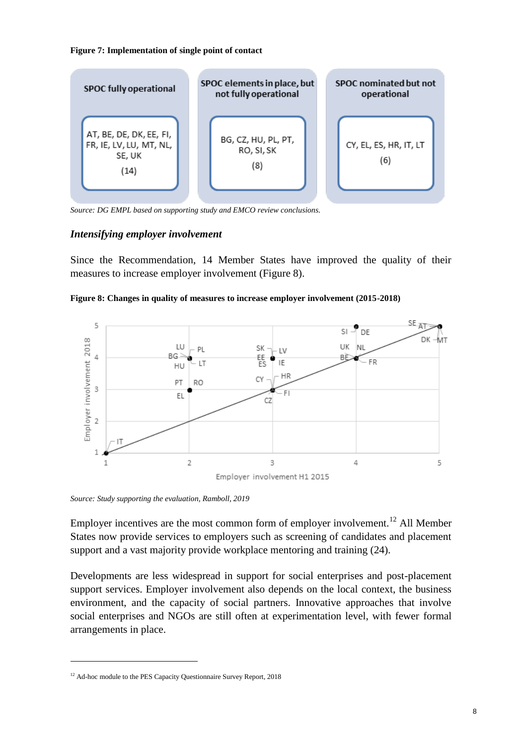**Figure 7: Implementation of single point of contact**

| SPOC fully operational | SPOC elements in place, but not fully operational | SPOC nominated but not operational |
|---|---|---|
| AT, BE, DE, DK, EE, FI, FR, IE, LV, LU, MT, NL, SE, UK (14) | BG, CZ, HU, PL, PT, RO, SI, SK (8) | CY, EL, ES, HR, IT, LT (6) |

*Source: DG EMPL based on supporting study and EMCO review conclusions.*

### *Intensifying employer involvement*

Since the Recommendation, 14 Member States have improved the quality of their measures to increase employer involvement (Figure 8).

**Figure 8: Changes in quality of measures to increase employer involvement (2015-2018)**

*Source: Study supporting the evaluation, Ramboll, 2019*

Employer incentives are the most common form of employer involvement.[12] All Member States now provide services to employers such as screening of candidates and placement support and a vast majority provide workplace mentoring and training (24).

Developments are less widespread in support for social enterprises and post-placement support services. Employer involvement also depends on the local context, the business environment, and the capacity of social partners. Innovative approaches that involve social enterprises and NGOs are still often at experimentation level, with fewer formal arrangements in place.

[12] Ad-hoc module to the PES Capacity Questionnaire Survey Report, 2018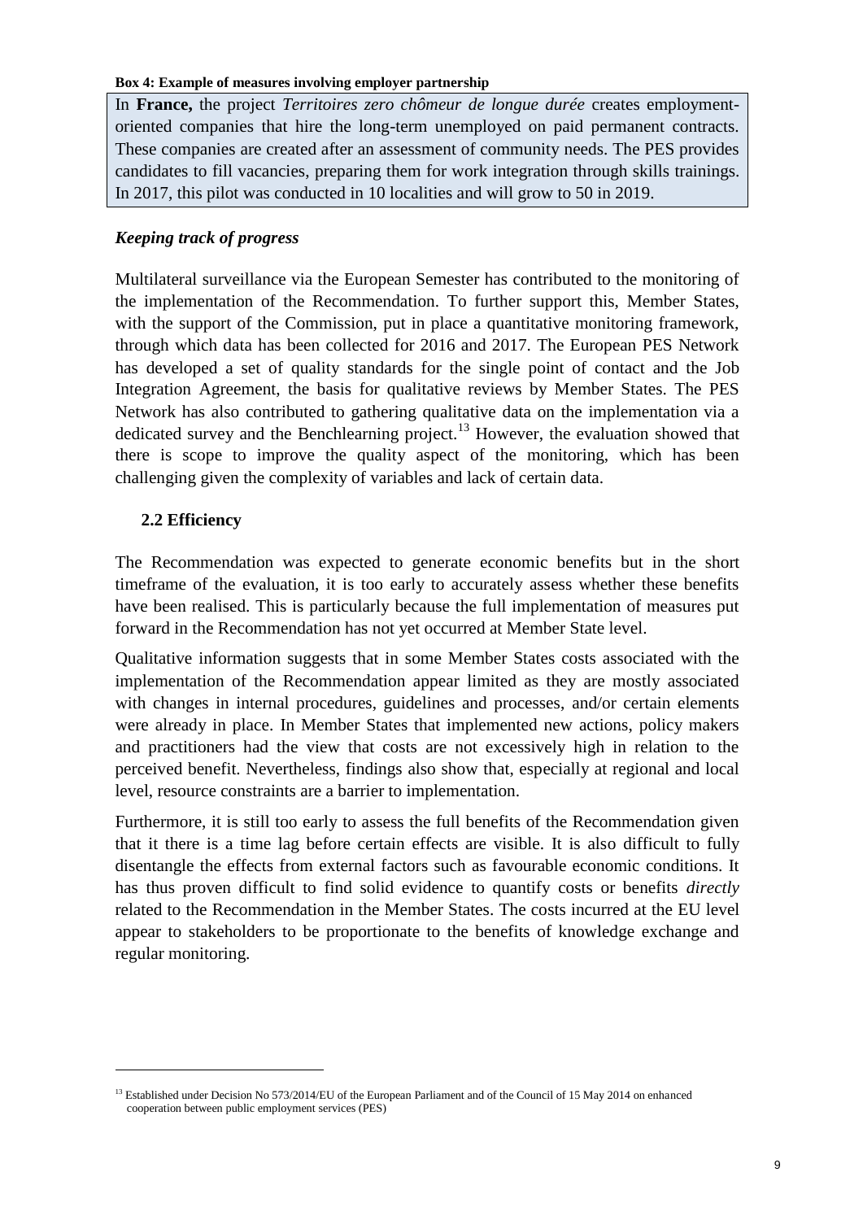**Box 4: Example of measures involving employer partnership**

In **France,** the project *Territoires zero chômeur de longue durée* creates employment-oriented companies that hire the long-term unemployed on paid permanent contracts. These companies are created after an assessment of community needs. The PES provides candidates to fill vacancies, preparing them for work integration through skills trainings. In 2017, this pilot was conducted in 10 localities and will grow to 50 in 2019.

### *Keeping track of progress*

Multilateral surveillance via the European Semester has contributed to the monitoring of the implementation of the Recommendation. To further support this, Member States, with the support of the Commission, put in place a quantitative monitoring framework, through which data has been collected for 2016 and 2017. The European PES Network has developed a set of quality standards for the single point of contact and the Job Integration Agreement, the basis for qualitative reviews by Member States. The PES Network has also contributed to gathering qualitative data on the implementation via a dedicated survey and the Benchlearning project.[13] However, the evaluation showed that there is scope to improve the quality aspect of the monitoring, which has been challenging given the complexity of variables and lack of certain data.

## 2.2 Efficiency

The Recommendation was expected to generate economic benefits but in the short timeframe of the evaluation, it is too early to accurately assess whether these benefits have been realised. This is particularly because the full implementation of measures put forward in the Recommendation has not yet occurred at Member State level.

Qualitative information suggests that in some Member States costs associated with the implementation of the Recommendation appear limited as they are mostly associated with changes in internal procedures, guidelines and processes, and/or certain elements were already in place. In Member States that implemented new actions, policy makers and practitioners had the view that costs are not excessively high in relation to the perceived benefit. Nevertheless, findings also show that, especially at regional and local level, resource constraints are a barrier to implementation.

Furthermore, it is still too early to assess the full benefits of the Recommendation given that it there is a time lag before certain effects are visible. It is also difficult to fully disentangle the effects from external factors such as favourable economic conditions. It has thus proven difficult to find solid evidence to quantify costs or benefits *directly* related to the Recommendation in the Member States. The costs incurred at the EU level appear to stakeholders to be proportionate to the benefits of knowledge exchange and regular monitoring.

---

[13] Established under Decision No 573/2014/EU of the European Parliament and of the Council of 15 May 2014 on enhanced cooperation between public employment services (PES)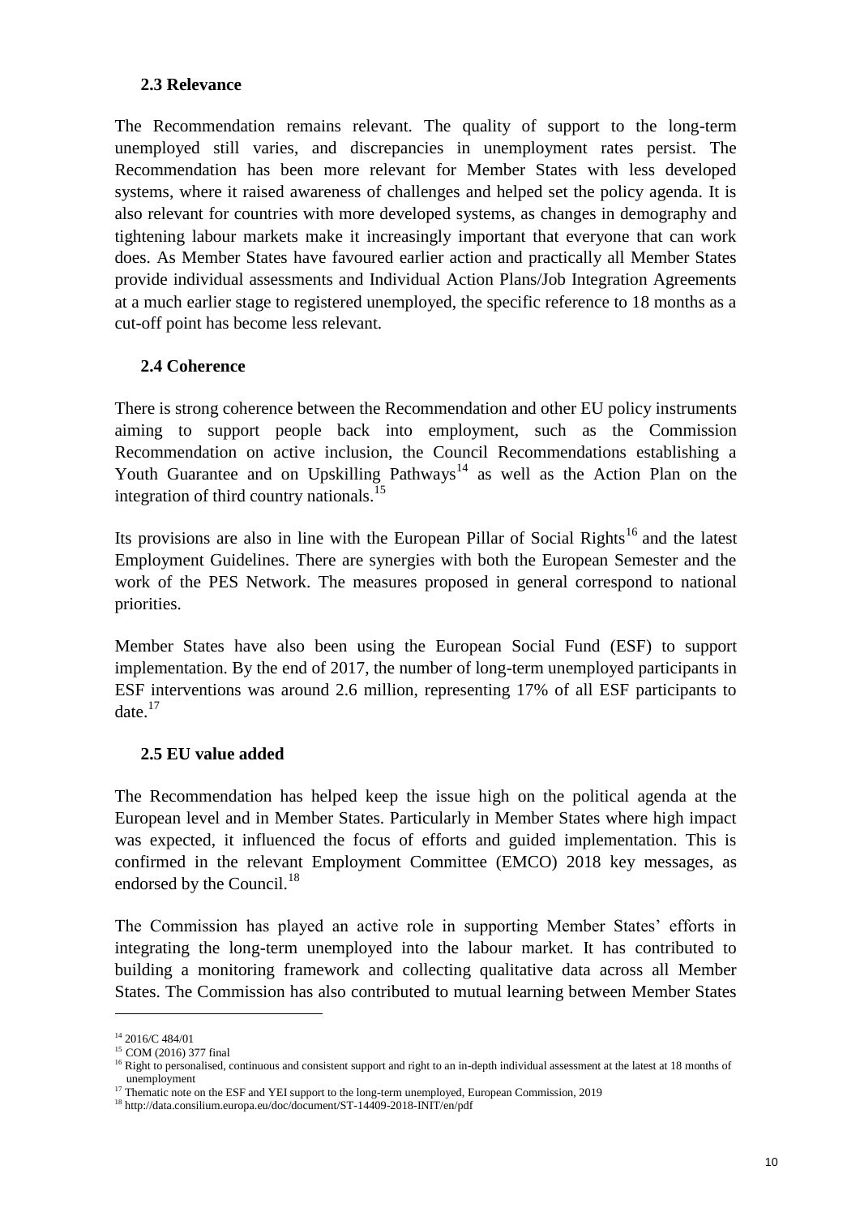### 2.3 Relevance

The Recommendation remains relevant. The quality of support to the long-term unemployed still varies, and discrepancies in unemployment rates persist. The Recommendation has been more relevant for Member States with less developed systems, where it raised awareness of challenges and helped set the policy agenda. It is also relevant for countries with more developed systems, as changes in demography and tightening labour markets make it increasingly important that everyone that can work does. As Member States have favoured earlier action and practically all Member States provide individual assessments and Individual Action Plans/Job Integration Agreements at a much earlier stage to registered unemployed, the specific reference to 18 months as a cut-off point has become less relevant.

### 2.4 Coherence

There is strong coherence between the Recommendation and other EU policy instruments aiming to support people back into employment, such as the Commission Recommendation on active inclusion, the Council Recommendations establishing a Youth Guarantee and on Upskilling Pathways[14] as well as the Action Plan on the integration of third country nationals.[15]

Its provisions are also in line with the European Pillar of Social Rights[16] and the latest Employment Guidelines. There are synergies with both the European Semester and the work of the PES Network. The measures proposed in general correspond to national priorities.

Member States have also been using the European Social Fund (ESF) to support implementation. By the end of 2017, the number of long-term unemployed participants in ESF interventions was around 2.6 million, representing 17% of all ESF participants to date.[17]

### 2.5 EU value added

The Recommendation has helped keep the issue high on the political agenda at the European level and in Member States. Particularly in Member States where high impact was expected, it influenced the focus of efforts and guided implementation. This is confirmed in the relevant Employment Committee (EMCO) 2018 key messages, as endorsed by the Council.[18]

The Commission has played an active role in supporting Member States' efforts in integrating the long-term unemployed into the labour market. It has contributed to building a monitoring framework and collecting qualitative data across all Member States. The Commission has also contributed to mutual learning between Member States

---

[14] 2016/C 484/01

[15] COM (2016) 377 final

[16] Right to personalised, continuous and consistent support and right to an in-depth individual assessment at the latest at 18 months of unemployment

[17] Thematic note on the ESF and YEI support to the long-term unemployed, European Commission, 2019

[18] http://data.consilium.europa.eu/doc/document/ST-14409-2018-INIT/en/pdf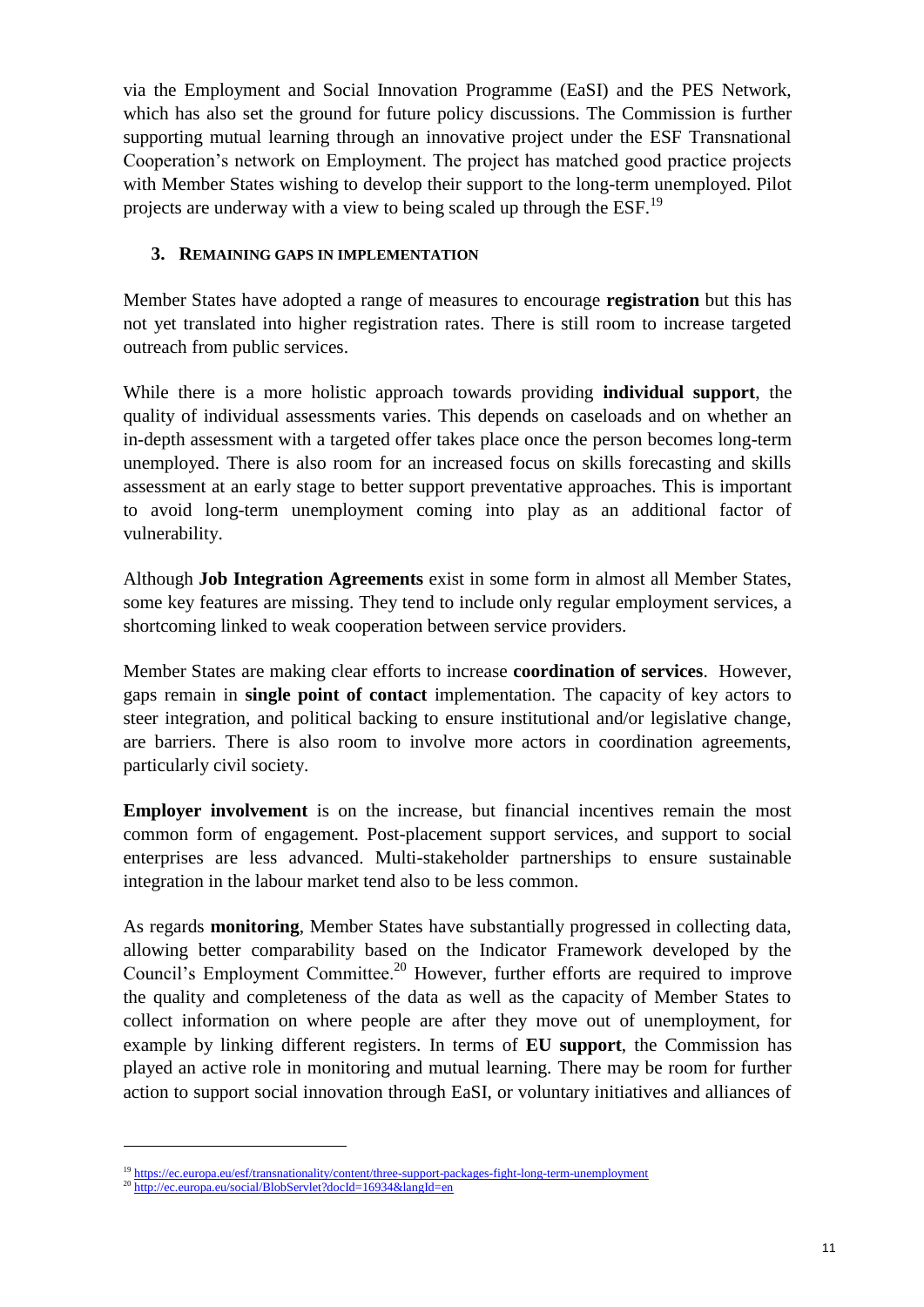via the Employment and Social Innovation Programme (EaSI) and the PES Network, which has also set the ground for future policy discussions. The Commission is further supporting mutual learning through an innovative project under the ESF Transnational Cooperation's network on Employment. The project has matched good practice projects with Member States wishing to develop their support to the long-term unemployed. Pilot projects are underway with a view to being scaled up through the ESF.[19]

## 3. REMAINING GAPS IN IMPLEMENTATION

Member States have adopted a range of measures to encourage **registration** but this has not yet translated into higher registration rates. There is still room to increase targeted outreach from public services.

While there is a more holistic approach towards providing **individual support**, the quality of individual assessments varies. This depends on caseloads and on whether an in-depth assessment with a targeted offer takes place once the person becomes long-term unemployed. There is also room for an increased focus on skills forecasting and skills assessment at an early stage to better support preventative approaches. This is important to avoid long-term unemployment coming into play as an additional factor of vulnerability.

Although **Job Integration Agreements** exist in some form in almost all Member States, some key features are missing. They tend to include only regular employment services, a shortcoming linked to weak cooperation between service providers.

Member States are making clear efforts to increase **coordination of services**. However, gaps remain in **single point of contact** implementation. The capacity of key actors to steer integration, and political backing to ensure institutional and/or legislative change, are barriers. There is also room to involve more actors in coordination agreements, particularly civil society.

**Employer involvement** is on the increase, but financial incentives remain the most common form of engagement. Post-placement support services, and support to social enterprises are less advanced. Multi-stakeholder partnerships to ensure sustainable integration in the labour market tend also to be less common.

As regards **monitoring**, Member States have substantially progressed in collecting data, allowing better comparability based on the Indicator Framework developed by the Council's Employment Committee.[20] However, further efforts are required to improve the quality and completeness of the data as well as the capacity of Member States to collect information on where people are after they move out of unemployment, for example by linking different registers. In terms of **EU support**, the Commission has played an active role in monitoring and mutual learning. There may be room for further action to support social innovation through EaSI, or voluntary initiatives and alliances of

---

[19] https://ec.europa.eu/esf/transnationality/content/three-support-packages-fight-long-term-unemployment

[20] http://ec.europa.eu/social/BlobServlet?docId=16934&langId=en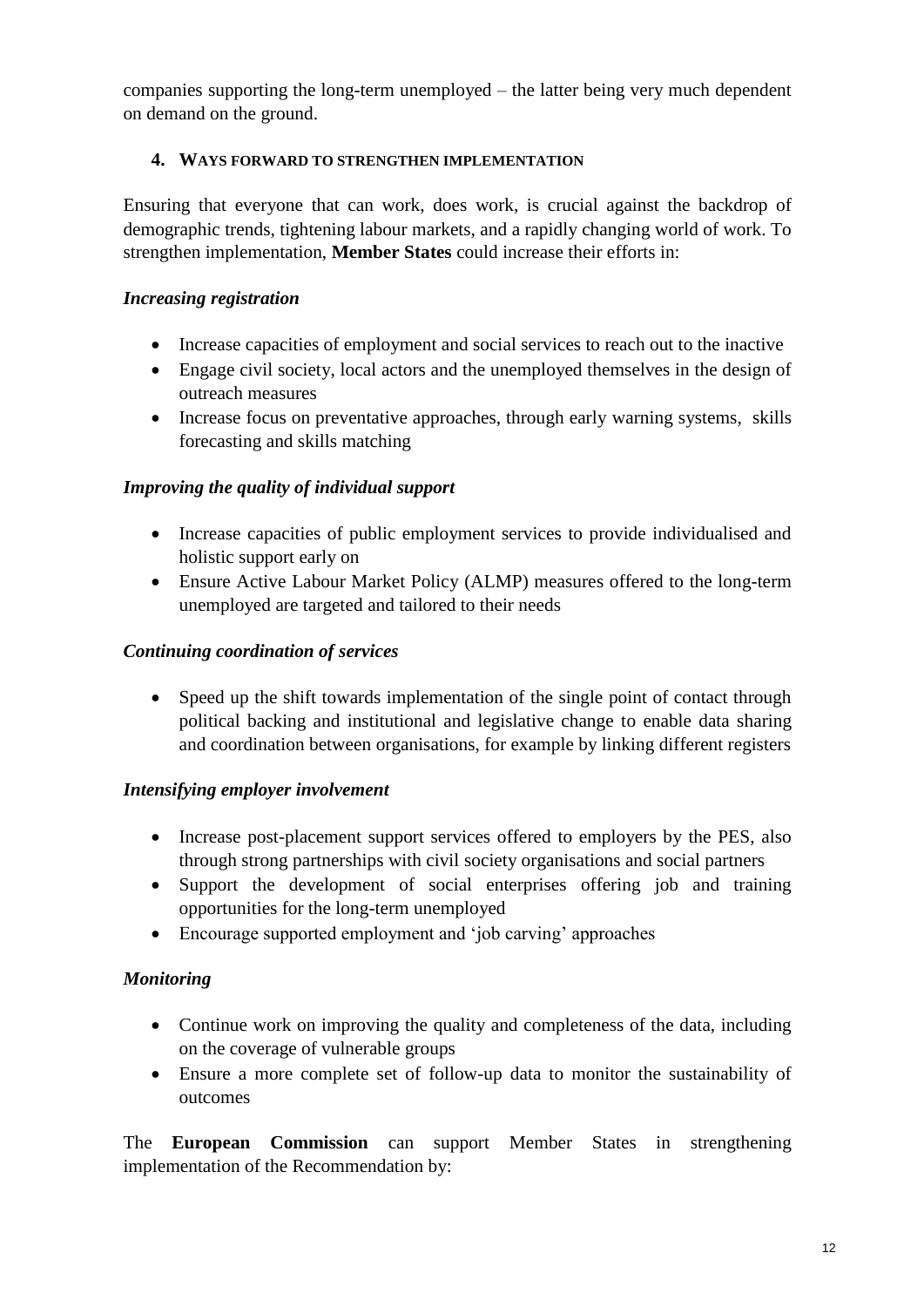companies supporting the long-term unemployed – the latter being very much dependent on demand on the ground.

## 4. Ways forward to strengthen implementation

Ensuring that everyone that can work, does work, is crucial against the backdrop of demographic trends, tightening labour markets, and a rapidly changing world of work. To strengthen implementation, **Member States** could increase their efforts in:

### *Increasing registration*

- Increase capacities of employment and social services to reach out to the inactive
- Engage civil society, local actors and the unemployed themselves in the design of outreach measures
- Increase focus on preventative approaches, through early warning systems, skills forecasting and skills matching

### *Improving the quality of individual support*

- Increase capacities of public employment services to provide individualised and holistic support early on
- Ensure Active Labour Market Policy (ALMP) measures offered to the long-term unemployed are targeted and tailored to their needs

### *Continuing coordination of services*

- Speed up the shift towards implementation of the single point of contact through political backing and institutional and legislative change to enable data sharing and coordination between organisations, for example by linking different registers

### *Intensifying employer involvement*

- Increase post-placement support services offered to employers by the PES, also through strong partnerships with civil society organisations and social partners
- Support the development of social enterprises offering job and training opportunities for the long-term unemployed
- Encourage supported employment and 'job carving' approaches

### *Monitoring*

- Continue work on improving the quality and completeness of the data, including on the coverage of vulnerable groups
- Ensure a more complete set of follow-up data to monitor the sustainability of outcomes

The **European Commission** can support Member States in strengthening implementation of the Recommendation by: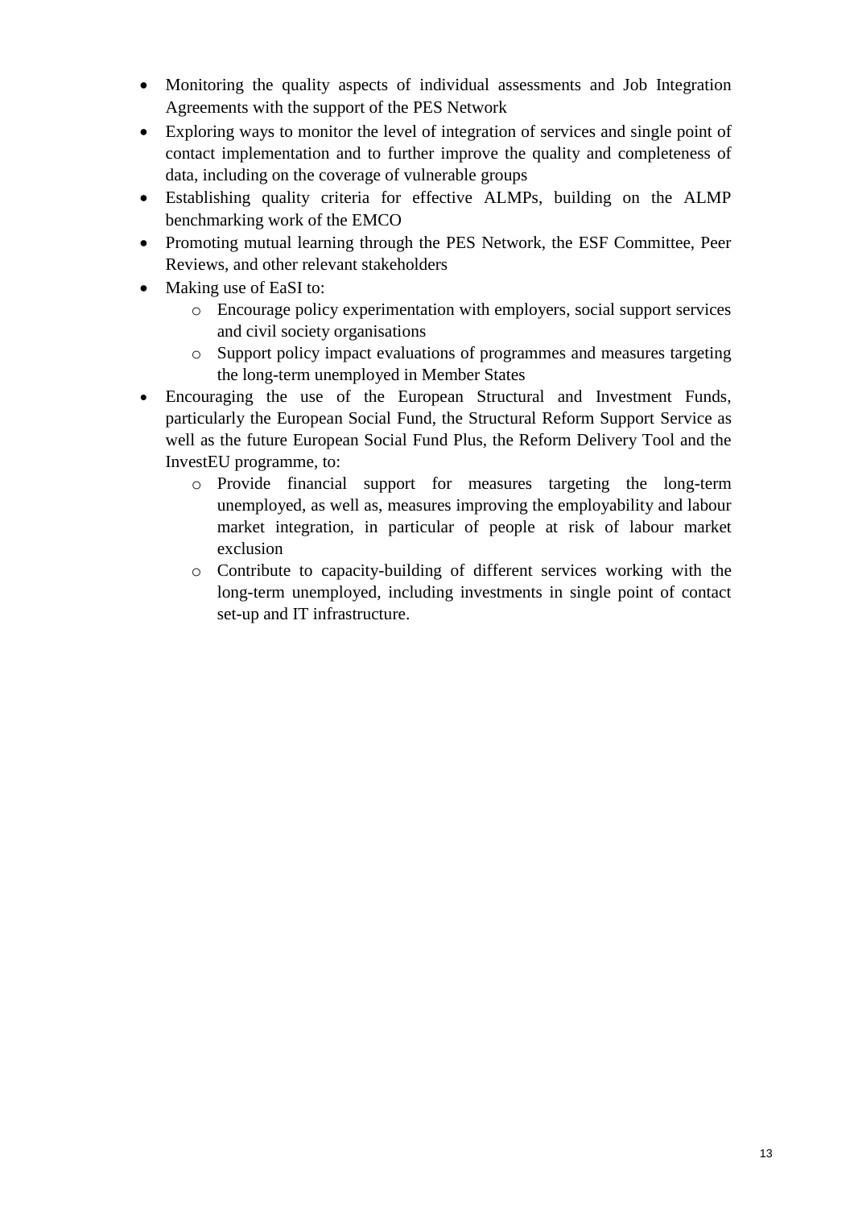- Monitoring the quality aspects of individual assessments and Job Integration Agreements with the support of the PES Network
- Exploring ways to monitor the level of integration of services and single point of contact implementation and to further improve the quality and completeness of data, including on the coverage of vulnerable groups
- Establishing quality criteria for effective ALMPs, building on the ALMP benchmarking work of the EMCO
- Promoting mutual learning through the PES Network, the ESF Committee, Peer Reviews, and other relevant stakeholders
- Making use of EaSI to:
    - Encourage policy experimentation with employers, social support services and civil society organisations
    - Support policy impact evaluations of programmes and measures targeting the long-term unemployed in Member States
- Encouraging the use of the European Structural and Investment Funds, particularly the European Social Fund, the Structural Reform Support Service as well as the future European Social Fund Plus, the Reform Delivery Tool and the InvestEU programme, to:
    - Provide financial support for measures targeting the long-term unemployed, as well as, measures improving the employability and labour market integration, in particular of people at risk of labour market exclusion
    - Contribute to capacity-building of different services working with the long-term unemployed, including investments in single point of contact set-up and IT infrastructure.